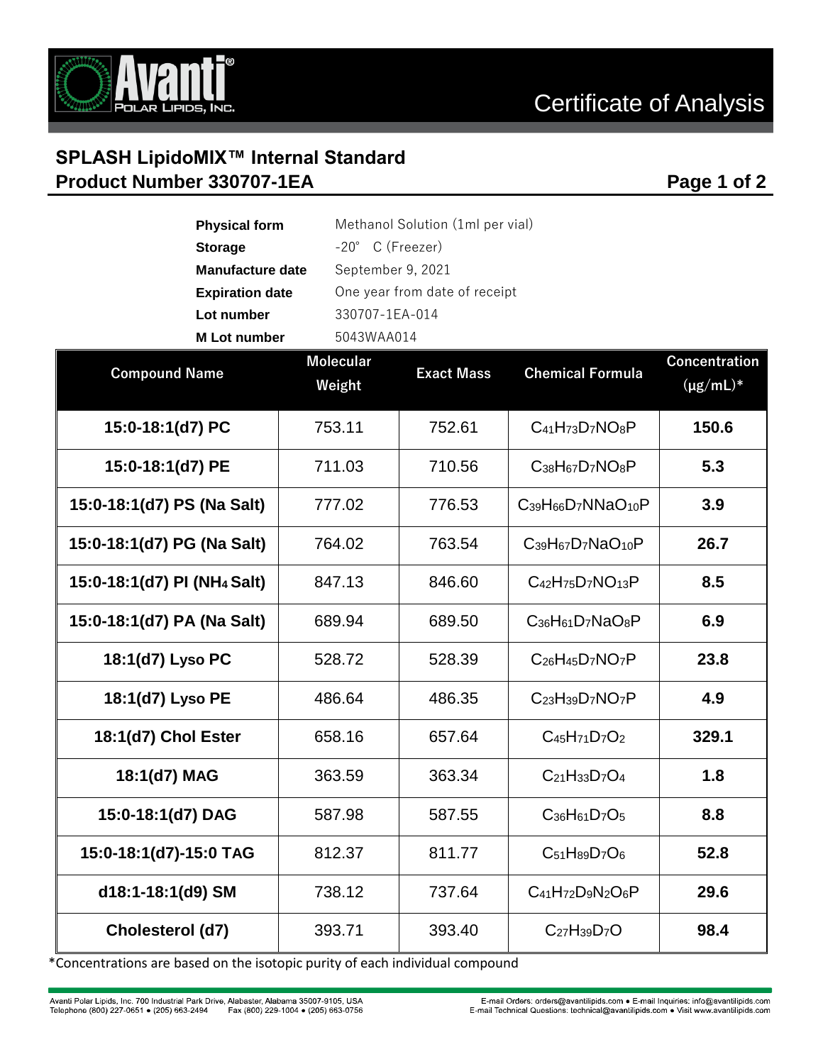# Certificate of Analysis

## SPLASH LipidoMIX™ Internal Standard
## Product Number 330707-1EA

| | |
|---|---|
| **Physical form** | Methanol Solution (1ml per vial) |
| **Storage** | -20° C (Freezer) |
| **Manufacture date** | September 9, 2021 |
| **Expiration date** | One year from date of receipt |
| **Lot number** | 330707-1EA-014 |
| **M Lot number** | 5043WAA014 |

| Compound Name | Molecular Weight | Exact Mass | Chemical Formula | Concentration (μg/mL)* |
|---|---|---|---|---|
| **15:0-18:1(d7) PC** | 753.11 | 752.61 | $C_{41}H_{73}D_7NO_8P$ | **150.6** |
| **15:0-18:1(d7) PE** | 711.03 | 710.56 | $C_{38}H_{67}D_7NO_8P$ | **5.3** |
| **15:0-18:1(d7) PS (Na Salt)** | 777.02 | 776.53 | $C_{39}H_{66}D_7NNaO_{10}P$ | **3.9** |
| **15:0-18:1(d7) PG (Na Salt)** | 764.02 | 763.54 | $C_{39}H_{67}D_7NaO_{10}P$ | **26.7** |
| **15:0-18:1(d7) PI ($NH_4$ Salt)** | 847.13 | 846.60 | $C_{42}H_{75}D_7NO_{13}P$ | **8.5** |
| **15:0-18:1(d7) PA (Na Salt)** | 689.94 | 689.50 | $C_{36}H_{61}D_7NaO_8P$ | **6.9** |
| **18:1(d7) Lyso PC** | 528.72 | 528.39 | $C_{26}H_{45}D_7NO_7P$ | **23.8** |
| **18:1(d7) Lyso PE** | 486.64 | 486.35 | $C_{23}H_{39}D_7NO_7P$ | **4.9** |
| **18:1(d7) Chol Ester** | 658.16 | 657.64 | $C_{45}H_{71}D_7O_2$ | **329.1** |
| **18:1(d7) MAG** | 363.59 | 363.34 | $C_{21}H_{33}D_7O_4$ | **1.8** |
| **15:0-18:1(d7) DAG** | 587.98 | 587.55 | $C_{36}H_{61}D_7O_5$ | **8.8** |
| **15:0-18:1(d7)-15:0 TAG** | 812.37 | 811.77 | $C_{51}H_{89}D_7O_6$ | **52.8** |
| **d18:1-18:1(d9) SM** | 738.12 | 737.64 | $C_{41}H_{72}D_9N_2O_6P$ | **29.6** |
| **Cholesterol (d7)** | 393.71 | 393.40 | $C_{27}H_{39}D_7O$ | **98.4** |

*Concentrations are based on the isotopic purity of each individual compound

Avanti Polar Lipids, Inc. 700 Industrial Park Drive, Alabaster, Alabama 35007-9105, USA
Telephone (800) 227-0651 • (205) 663-2494 Fax (800) 229-1004 • (205) 663-0756

E-mail Orders: orders@avantilipids.com • E-mail Inquiries: info@avantilipids.com
E-mail Technical Questions: technical@avantilipids.com • Visit www.avantilipids.com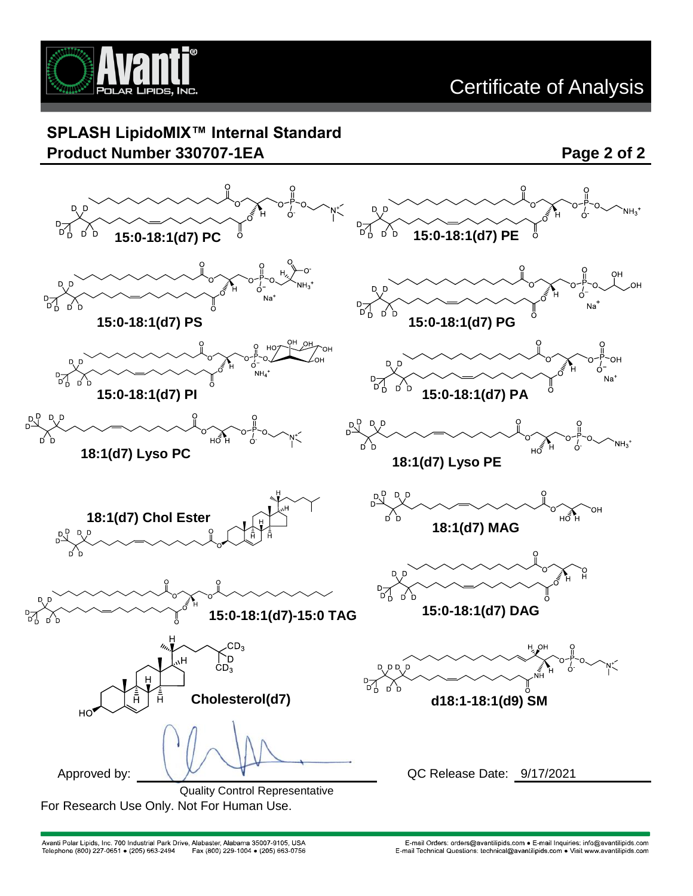# SPLASH LipidoMIX™ Internal Standard

## Product Number 330707-1EA

15:0-18:1(d7) PC

15:0-18:1(d7) PE

15:0-18:1(d7) PS

15:0-18:1(d7) PG

15:0-18:1(d7) PI

15:0-18:1(d7) PA

18:1(d7) Lyso PC

18:1(d7) Lyso PE

18:1(d7) Chol Ester

18:1(d7) MAG

15:0-18:1(d7)-15:0 TAG

15:0-18:1(d7) DAG

Cholesterol(d7)

d18:1-18:1(d9) SM

Approved by: ____________________
Quality Control Representative

QC Release Date: 9/17/2021

For Research Use Only. Not For Human Use.

Avanti Polar Lipids, Inc. 700 Industrial Park Drive, Alabaster, Alabama 35007-9105, USA
Telephone (800) 227-0651 • (205) 663-2494 Fax (800) 229-1004 • (205) 663-0756

E-mail Orders: orders@avantilipids.com • E-mail Inquiries: info@avantilipids.com
E-mail Technical Questions: technical@avantilipids.com • Visit www.avantilipids.com